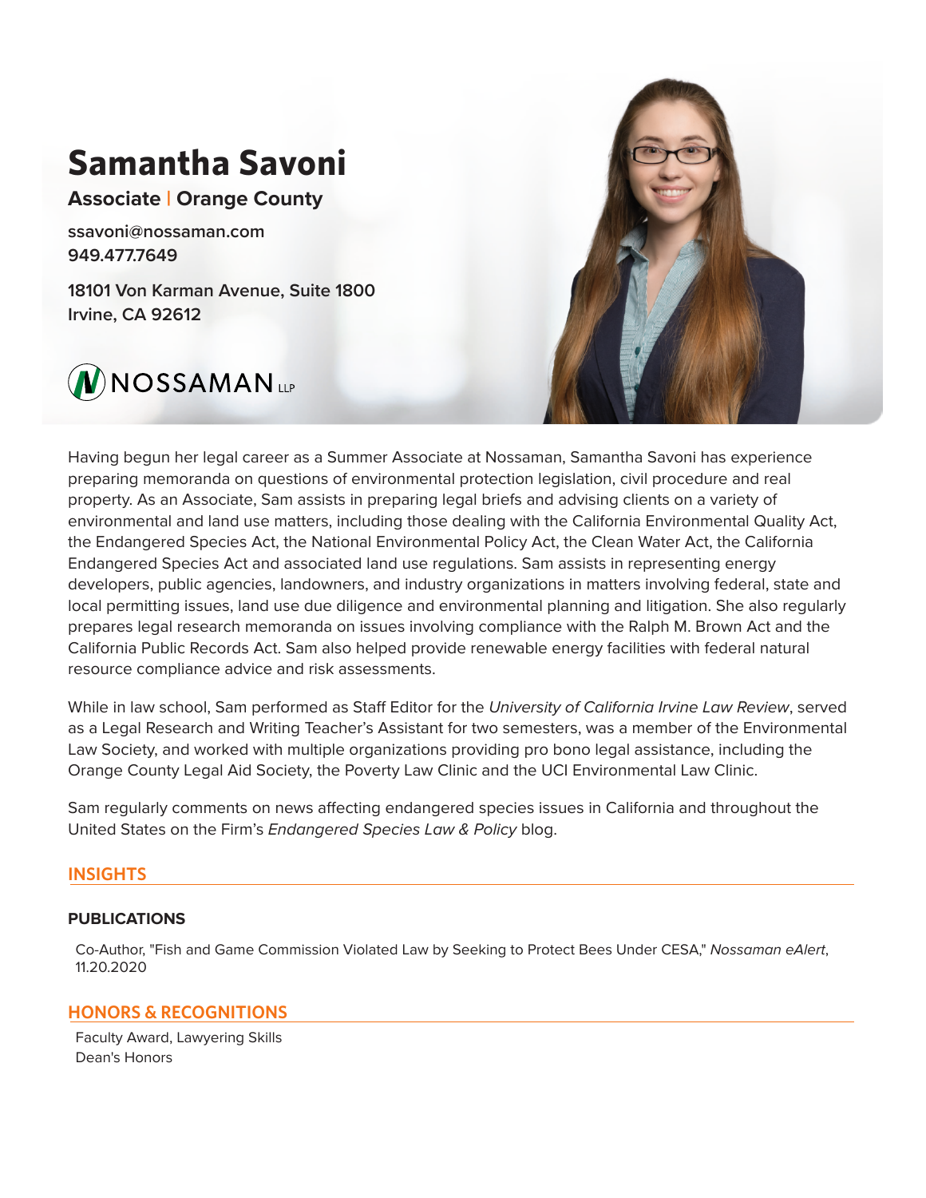# Samantha Savoni

**Associate | Orange County**

ssavoni@nossaman.com
949.477.7649

18101 Von Karman Avenue, Suite 1800
Irvine, CA 92612

NOSSAMAN LLP

Having begun her legal career as a Summer Associate at Nossaman, Samantha Savoni has experience preparing memoranda on questions of environmental protection legislation, civil procedure and real property. As an Associate, Sam assists in preparing legal briefs and advising clients on a variety of environmental and land use matters, including those dealing with the California Environmental Quality Act, the Endangered Species Act, the National Environmental Policy Act, the Clean Water Act, the California Endangered Species Act and associated land use regulations. Sam assists in representing energy developers, public agencies, landowners, and industry organizations in matters involving federal, state and local permitting issues, land use due diligence and environmental planning and litigation. She also regularly prepares legal research memoranda on issues involving compliance with the Ralph M. Brown Act and the California Public Records Act. Sam also helped provide renewable energy facilities with federal natural resource compliance advice and risk assessments.

While in law school, Sam performed as Staff Editor for the *University of California Irvine Law Review*, served as a Legal Research and Writing Teacher's Assistant for two semesters, was a member of the Environmental Law Society, and worked with multiple organizations providing pro bono legal assistance, including the Orange County Legal Aid Society, the Poverty Law Clinic and the UCI Environmental Law Clinic.

Sam regularly comments on news affecting endangered species issues in California and throughout the United States on the Firm's *Endangered Species Law & Policy* blog.

## INSIGHTS

### PUBLICATIONS

Co-Author, "Fish and Game Commission Violated Law by Seeking to Protect Bees Under CESA," *Nossaman eAlert*, 11.20.2020

## HONORS & RECOGNITIONS

Faculty Award, Lawyering Skills
Dean's Honors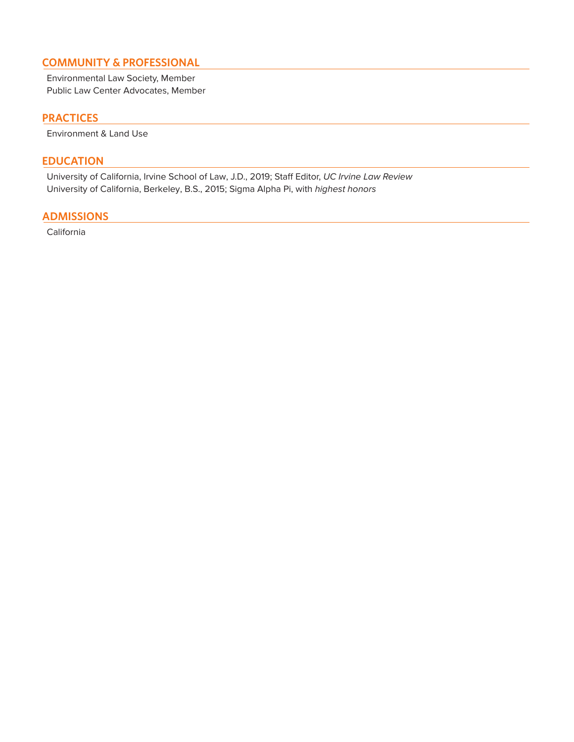## COMMUNITY & PROFESSIONAL

Environmental Law Society, Member
Public Law Center Advocates, Member

## PRACTICES

Environment & Land Use

## EDUCATION

University of California, Irvine School of Law, J.D., 2019; Staff Editor, *UC Irvine Law Review*
University of California, Berkeley, B.S., 2015; Sigma Alpha Pi, with *highest honors*

## ADMISSIONS

California